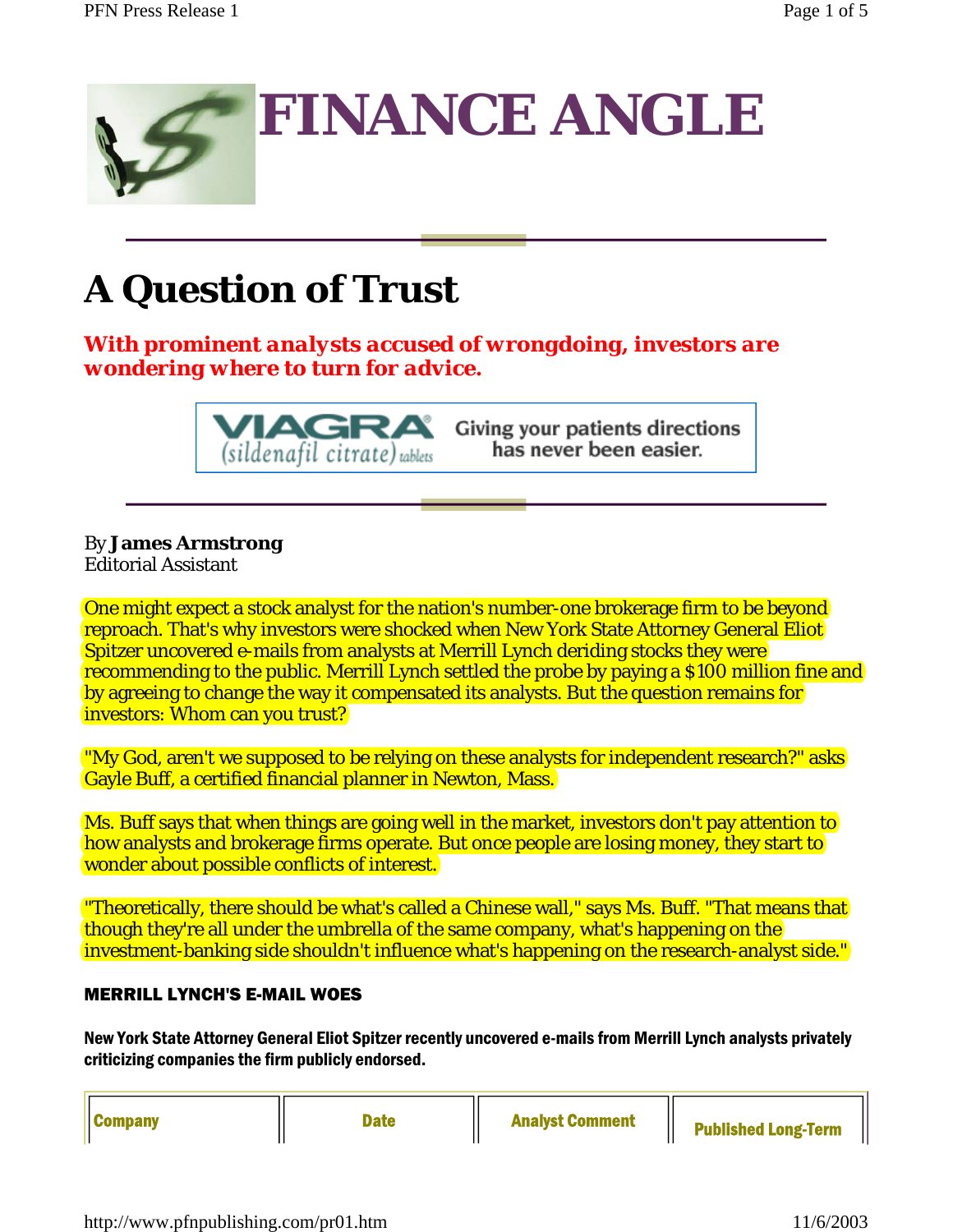# FINANCE ANGLE

## A Question of Trust

***With prominent analysts accused of wrongdoing, investors are wondering where to turn for advice.***

VIAGRA® (sildenafil citrate) tablets — Giving your patients directions has never been easier.

By **James Armstrong**
Editorial Assistant

One might expect a stock analyst for the nation's number-one brokerage firm to be beyond reproach. That's why investors were shocked when New York State Attorney General Eliot Spitzer uncovered e-mails from analysts at Merrill Lynch deriding stocks they were recommending to the public. Merrill Lynch settled the probe by paying a $100 million fine and by agreeing to change the way it compensated its analysts. But the question remains for investors: Whom can you trust?

"My God, aren't we supposed to be relying on these analysts for independent research?" asks Gayle Buff, a certified financial planner in Newton, Mass.

Ms. Buff says that when things are going well in the market, investors don't pay attention to how analysts and brokerage firms operate. But once people are losing money, they start to wonder about possible conflicts of interest.

"Theoretically, there should be what's called a Chinese wall," says Ms. Buff. "That means that though they're all under the umbrella of the same company, what's happening on the investment-banking side shouldn't influence what's happening on the research-analyst side."

### MERRILL LYNCH'S E-MAIL WOES

**New York State Attorney General Eliot Spitzer recently uncovered e-mails from Merrill Lynch analysts privately criticizing companies the firm publicly endorsed.**

| Company | Date | Analyst Comment | Published Long-Term |
|---|---|---|---|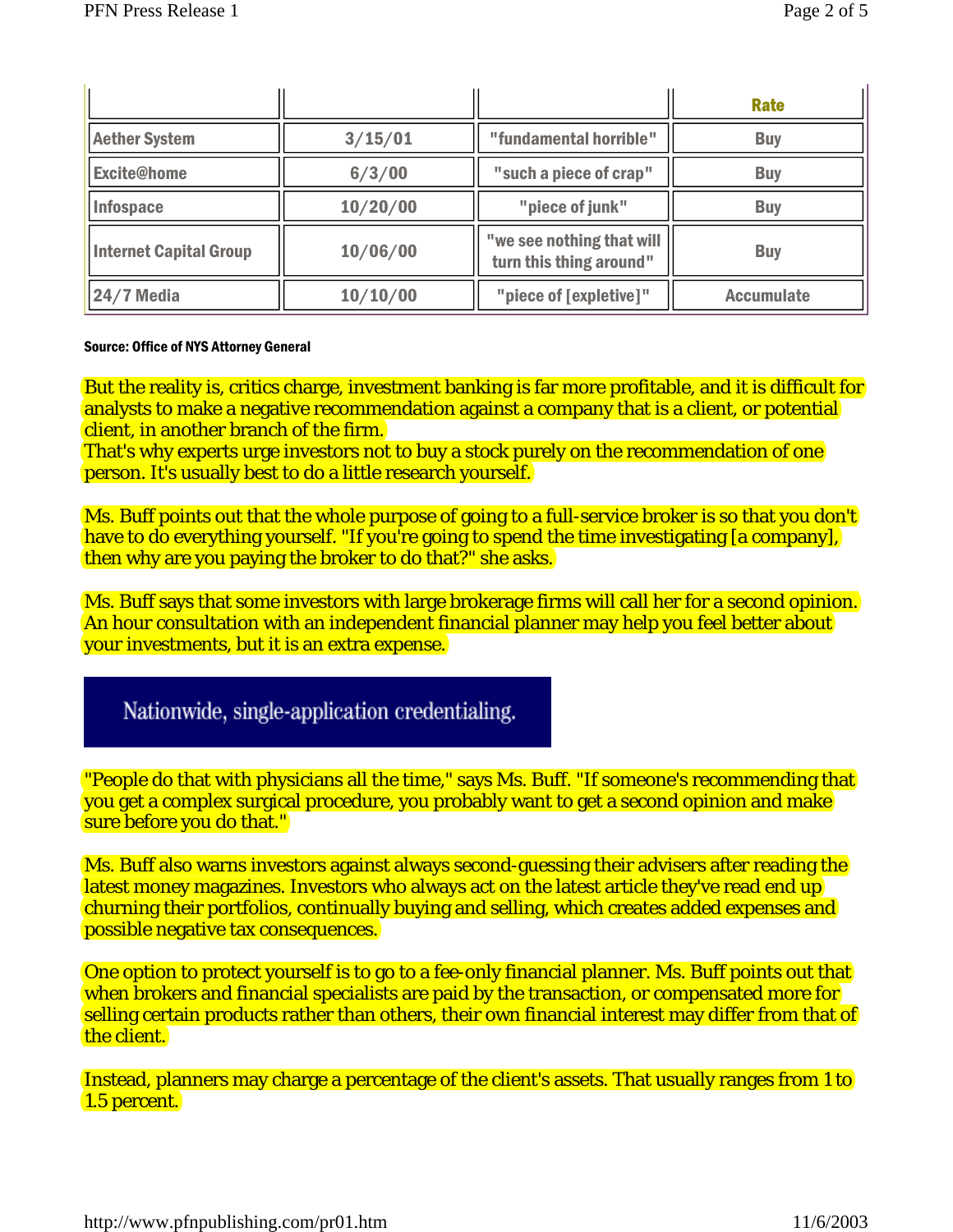| | | | Rate |
|---|---|---|---|
| Aether System | 3/15/01 | "fundamental horrible" | Buy |
| Excite@home | 6/3/00 | "such a piece of crap" | Buy |
| Infospace | 10/20/00 | "piece of junk" | Buy |
| Internet Capital Group | 10/06/00 | "we see nothing that will turn this thing around" | Buy |
| 24/7 Media | 10/10/00 | "piece of [expletive]" | Accumulate |

**Source: Office of NYS Attorney General**

But the reality is, critics charge, investment banking is far more profitable, and it is difficult for analysts to make a negative recommendation against a company that is a client, or potential client, in another branch of the firm.
That's why experts urge investors not to buy a stock purely on the recommendation of one person. It's usually best to do a little research yourself.

Ms. Buff points out that the whole purpose of going to a full-service broker is so that you don't have to do everything yourself. "If you're going to spend the time investigating [a company], then why are you paying the broker to do that?" she asks.

Ms. Buff says that some investors with large brokerage firms will call her for a second opinion. An hour consultation with an independent financial planner may help you feel better about your investments, but it is an extra expense.

Nationwide, single-application credentialing.

"People do that with physicians all the time," says Ms. Buff. "If someone's recommending that you get a complex surgical procedure, you probably want to get a second opinion and make sure before you do that."

Ms. Buff also warns investors against always second-guessing their advisers after reading the latest money magazines. Investors who always act on the latest article they've read end up churning their portfolios, continually buying and selling, which creates added expenses and possible negative tax consequences.

One option to protect yourself is to go to a fee-only financial planner. Ms. Buff points out that when brokers and financial specialists are paid by the transaction, or compensated more for selling certain products rather than others, their own financial interest may differ from that of the client.

Instead, planners may charge a percentage of the client's assets. That usually ranges from 1 to 1.5 percent.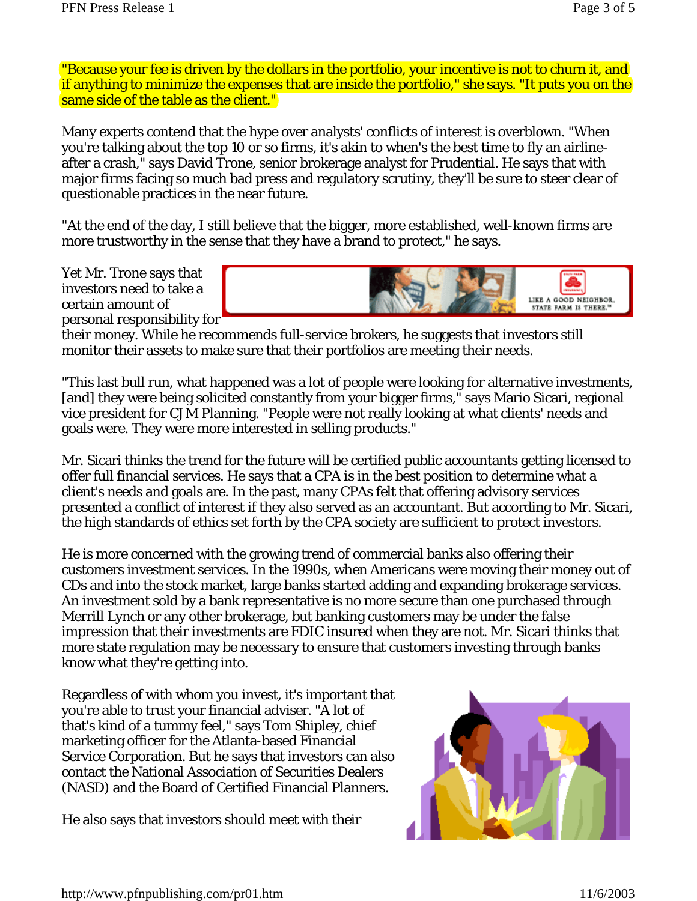"Because your fee is driven by the dollars in the portfolio, your incentive is not to churn it, and if anything to minimize the expenses that are inside the portfolio," she says. "It puts you on the same side of the table as the client."

Many experts contend that the hype over analysts' conflicts of interest is overblown. "When you're talking about the top 10 or so firms, it's akin to when's the best time to fly an airline-after a crash," says David Trone, senior brokerage analyst for Prudential. He says that with major firms facing so much bad press and regulatory scrutiny, they'll be sure to steer clear of questionable practices in the near future.

"At the end of the day, I still believe that the bigger, more established, well-known firms are more trustworthy in the sense that they have a brand to protect," he says.

Yet Mr. Trone says that investors need to take a certain amount of personal responsibility for their money. While he recommends full-service brokers, he suggests that investors still monitor their assets to make sure that their portfolios are meeting their needs.

"This last bull run, what happened was a lot of people were looking for alternative investments, [and] they were being solicited constantly from your bigger firms," says Mario Sicari, regional vice president for CJM Planning. "People were not really looking at what clients' needs and goals were. They were more interested in selling products."

Mr. Sicari thinks the trend for the future will be certified public accountants getting licensed to offer full financial services. He says that a CPA is in the best position to determine what a client's needs and goals are. In the past, many CPAs felt that offering advisory services presented a conflict of interest if they also served as an accountant. But according to Mr. Sicari, the high standards of ethics set forth by the CPA society are sufficient to protect investors.

He is more concerned with the growing trend of commercial banks also offering their customers investment services. In the 1990s, when Americans were moving their money out of CDs and into the stock market, large banks started adding and expanding brokerage services. An investment sold by a bank representative is no more secure than one purchased through Merrill Lynch or any other brokerage, but banking customers may be under the false impression that their investments are FDIC insured when they are not. Mr. Sicari thinks that more state regulation may be necessary to ensure that customers investing through banks know what they're getting into.

Regardless of with whom you invest, it's important that you're able to trust your financial adviser. "A lot of that's kind of a tummy feel," says Tom Shipley, chief marketing officer for the Atlanta-based Financial Service Corporation. But he says that investors can also contact the National Association of Securities Dealers (NASD) and the Board of Certified Financial Planners.

He also says that investors should meet with their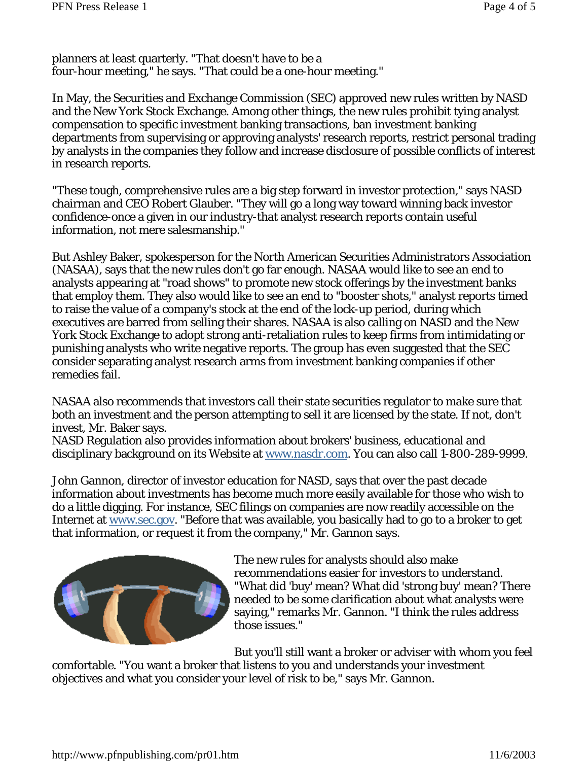planners at least quarterly. "That doesn't have to be a four-hour meeting," he says. "That could be a one-hour meeting."

In May, the Securities and Exchange Commission (SEC) approved new rules written by NASD and the New York Stock Exchange. Among other things, the new rules prohibit tying analyst compensation to specific investment banking transactions, ban investment banking departments from supervising or approving analysts' research reports, restrict personal trading by analysts in the companies they follow and increase disclosure of possible conflicts of interest in research reports.

"These tough, comprehensive rules are a big step forward in investor protection," says NASD chairman and CEO Robert Glauber. "They will go a long way toward winning back investor confidence-once a given in our industry-that analyst research reports contain useful information, not mere salesmanship."

But Ashley Baker, spokesperson for the North American Securities Administrators Association (NASAA), says that the new rules don't go far enough. NASAA would like to see an end to analysts appearing at "road shows" to promote new stock offerings by the investment banks that employ them. They also would like to see an end to "booster shots," analyst reports timed to raise the value of a company's stock at the end of the lock-up period, during which executives are barred from selling their shares. NASAA is also calling on NASD and the New York Stock Exchange to adopt strong anti-retaliation rules to keep firms from intimidating or punishing analysts who write negative reports. The group has even suggested that the SEC consider separating analyst research arms from investment banking companies if other remedies fail.

NASAA also recommends that investors call their state securities regulator to make sure that both an investment and the person attempting to sell it are licensed by the state. If not, don't invest, Mr. Baker says.
NASD Regulation also provides information about brokers' business, educational and disciplinary background on its Website at [www.nasdr.com](http://www.nasdr.com). You can also call 1-800-289-9999.

John Gannon, director of investor education for NASD, says that over the past decade information about investments has become much more easily available for those who wish to do a little digging. For instance, SEC filings on companies are now readily accessible on the Internet at [www.sec.gov](http://www.sec.gov). "Before that was available, you basically had to go to a broker to get that information, or request it from the company," Mr. Gannon says.

The new rules for analysts should also make recommendations easier for investors to understand. "What did 'buy' mean? What did 'strong buy' mean? There needed to be some clarification about what analysts were saying," remarks Mr. Gannon. "I think the rules address those issues."

But you'll still want a broker or adviser with whom you feel comfortable. "You want a broker that listens to you and understands your investment objectives and what you consider your level of risk to be," says Mr. Gannon.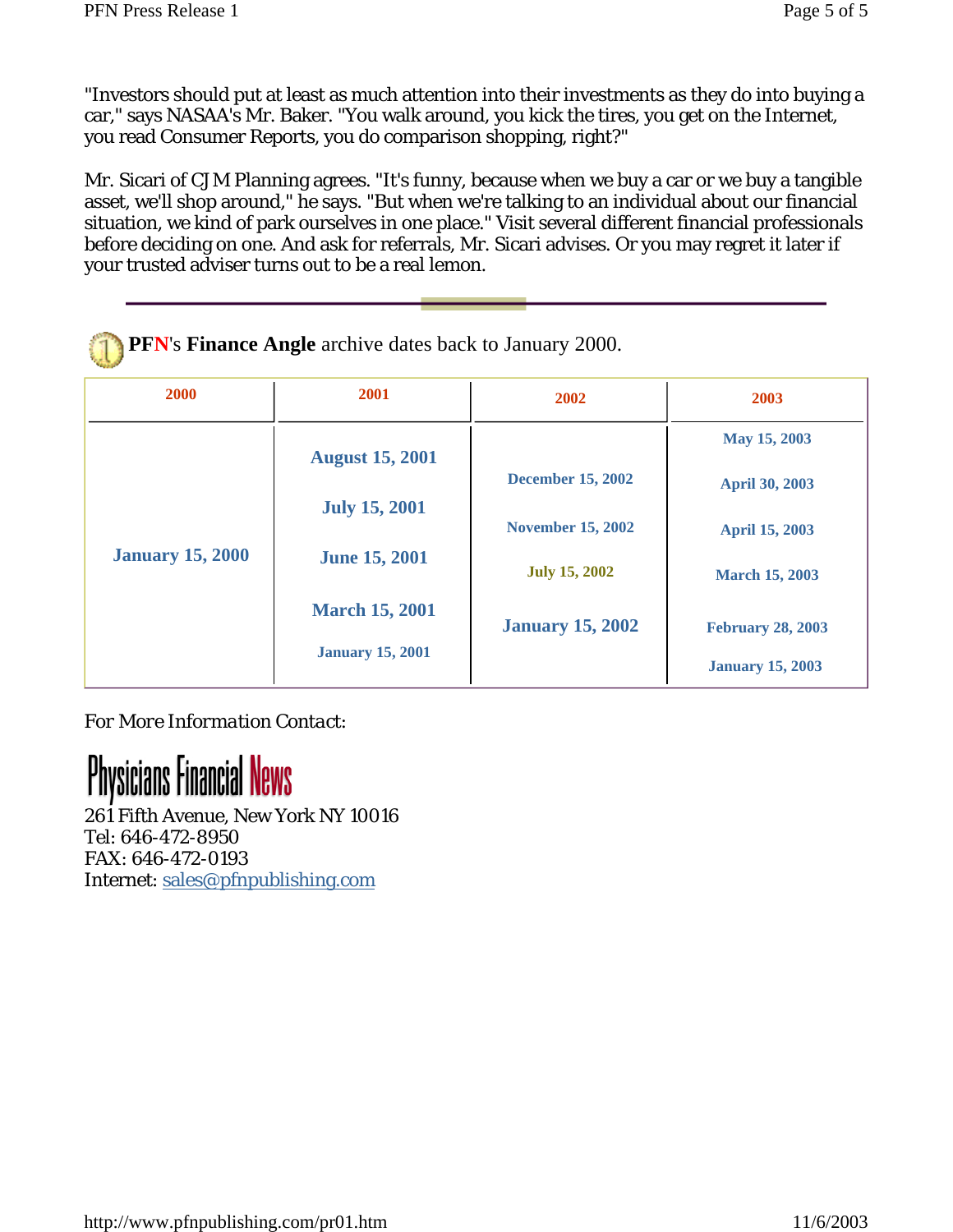"Investors should put at least as much attention into their investments as they do into buying a car," says NASAA's Mr. Baker. "You walk around, you kick the tires, you get on the Internet, you read Consumer Reports, you do comparison shopping, right?"

Mr. Sicari of CJM Planning agrees. "It's funny, because when we buy a car or we buy a tangible asset, we'll shop around," he says. "But when we're talking to an individual about our financial situation, we kind of park ourselves in one place." Visit several different financial professionals before deciding on one. And ask for referrals, Mr. Sicari advises. Or you may regret it later if your trusted adviser turns out to be a real lemon.

---

**PFN's Finance Angle** archive dates back to January 2000.

| 2000 | 2001 | 2002 | 2003 |
|---|---|---|---|
| January 15, 2000 | August 15, 2001<br>July 15, 2001<br>June 15, 2001<br>March 15, 2001<br>January 15, 2001 | December 15, 2002<br>November 15, 2002<br>July 15, 2002<br>January 15, 2002 | May 15, 2003<br>April 30, 2003<br>April 15, 2003<br>March 15, 2003<br>February 28, 2003<br>January 15, 2003 |

*For More Information Contact:*

**Physicians Financial News**
261 Fifth Avenue, New York NY 10016
Tel: 646-472-8950
FAX: 646-472-0193
Internet: sales@pfnpublishing.com